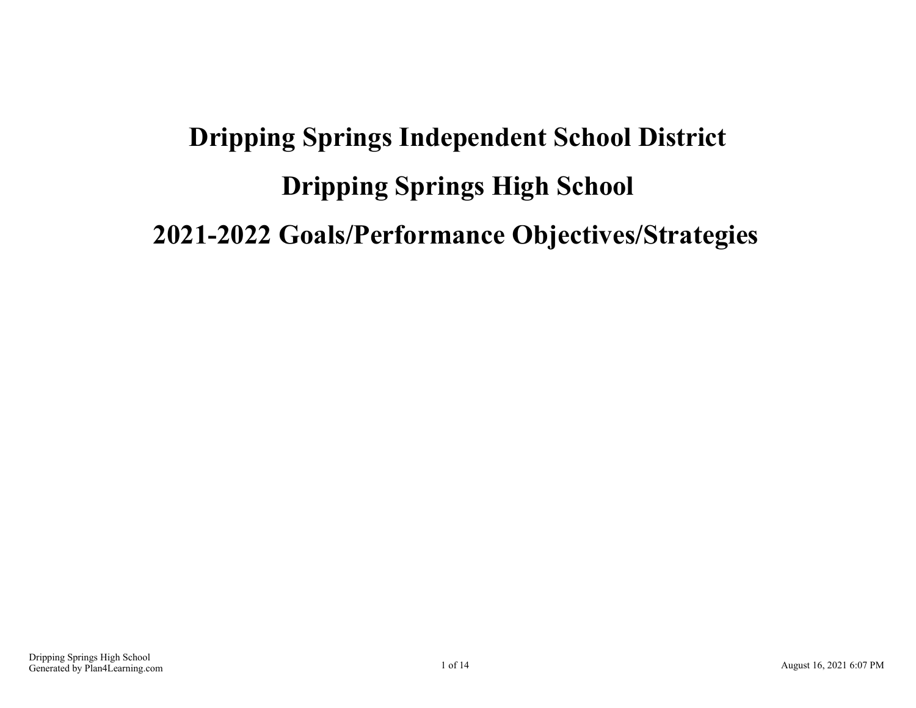# Dripping Springs Independent School District

# Dripping Springs High School

# 2021-2022 Goals/Performance Objectives/Strategies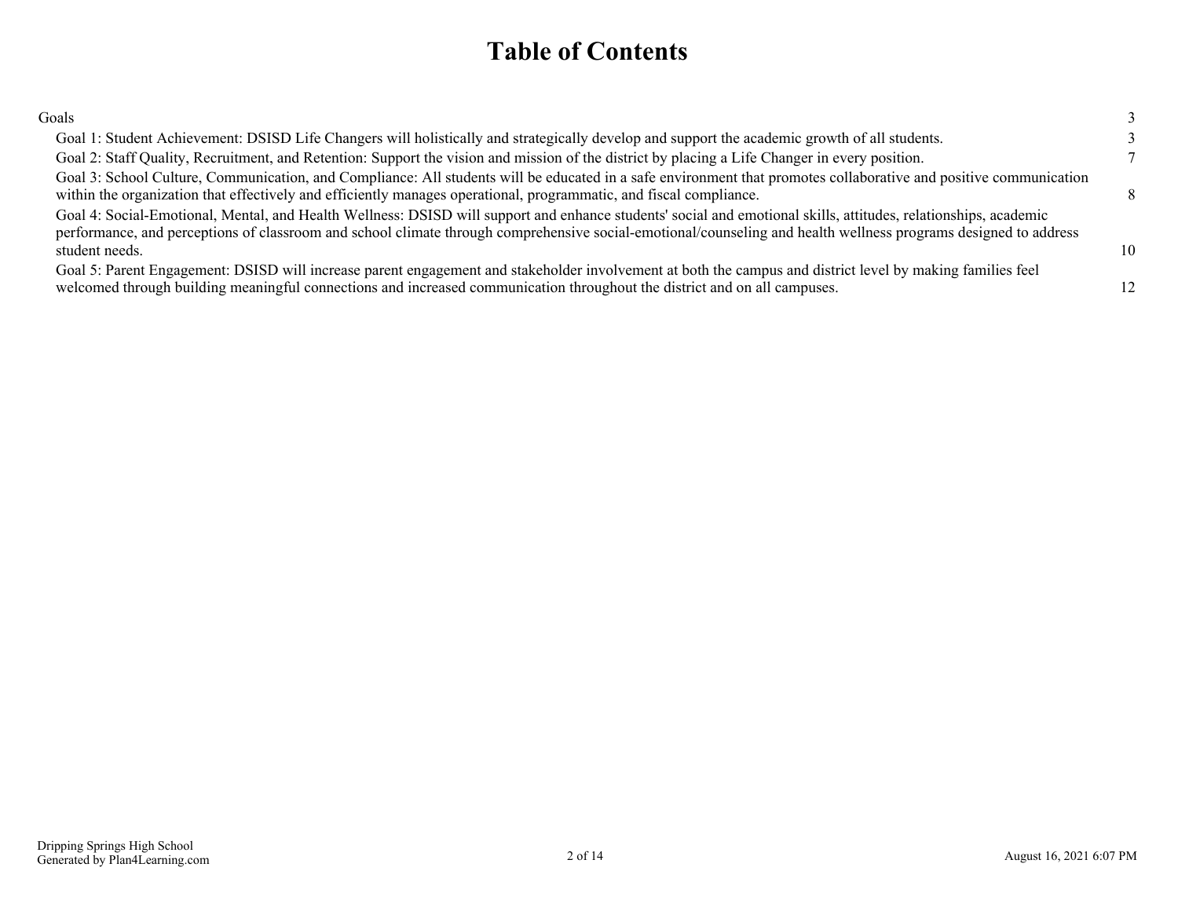# Table of Contents

Goals 3

- Goal 1: Student Achievement: DSISD Life Changers will holistically and strategically develop and support the academic growth of all students. 3
- Goal 2: Staff Quality, Recruitment, and Retention: Support the vision and mission of the district by placing a Life Changer in every position. 7
- Goal 3: School Culture, Communication, and Compliance: All students will be educated in a safe environment that promotes collaborative and positive communication within the organization that effectively and efficiently manages operational, programmatic, and fiscal compliance. 8
- Goal 4: Social-Emotional, Mental, and Health Wellness: DSISD will support and enhance students' social and emotional skills, attitudes, relationships, academic performance, and perceptions of classroom and school climate through comprehensive social-emotional/counseling and health wellness programs designed to address student needs. 10
- Goal 5: Parent Engagement: DSISD will increase parent engagement and stakeholder involvement at both the campus and district level by making families feel welcomed through building meaningful connections and increased communication throughout the district and on all campuses. 12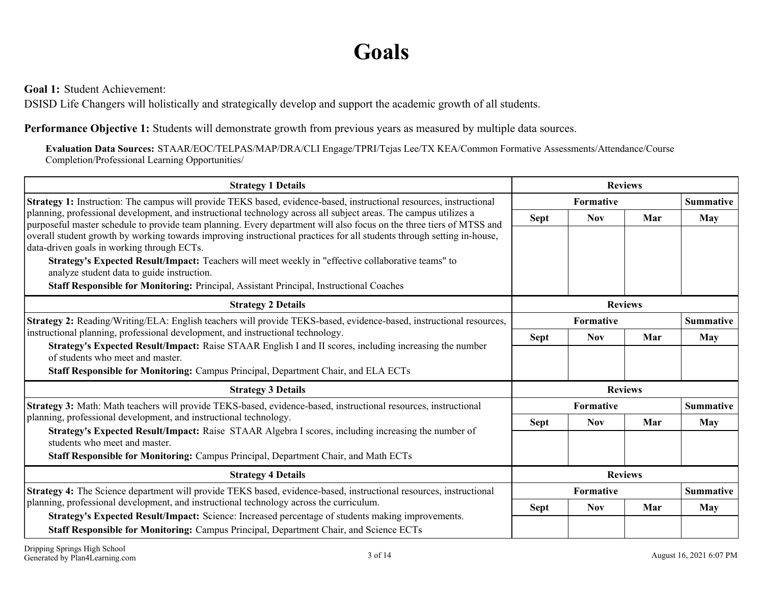# Goals

**Goal 1:** Student Achievement:
DSISD Life Changers will holistically and strategically develop and support the academic growth of all students.

**Performance Objective 1:** Students will demonstrate growth from previous years as measured by multiple data sources.

**Evaluation Data Sources:** STAAR/EOC/TELPAS/MAP/DRA/CLI Engage/TPRI/Tejas Lee/TX KEA/Common Formative Assessments/Attendance/Course Completion/Professional Learning Opportunities/

| Strategy 1 Details | Reviews | | | |
|---|---|---|---|---|
| | Formative | | | Summative |
| | Sept | Nov | Mar | May |
| **Strategy 1:** Instruction: The campus will provide TEKS based, evidence-based, instructional resources, instructional planning, professional development, and instructional technology across all subject areas. The campus utilizes a purposeful master schedule to provide team planning. Every department will also focus on the three tiers of MTSS and overall student growth by working towards improving instructional practices for all students through setting in-house, data-driven goals in working through ECTs.<br>**Strategy's Expected Result/Impact:** Teachers will meet weekly in "effective collaborative teams" to analyze student data to guide instruction.<br>**Staff Responsible for Monitoring:** Principal, Assistant Principal, Instructional Coaches | | | | |

| Strategy 2 Details | Reviews | | | |
|---|---|---|---|---|
| | Formative | | | Summative |
| | Sept | Nov | Mar | May |
| **Strategy 2:** Reading/Writing/ELA: English teachers will provide TEKS-based, evidence-based, instructional resources, instructional planning, professional development, and instructional technology.<br>**Strategy's Expected Result/Impact:** Raise STAAR English I and II scores, including increasing the number of students who meet and master.<br>**Staff Responsible for Monitoring:** Campus Principal, Department Chair, and ELA ECTs | | | | |

| Strategy 3 Details | Reviews | | | |
|---|---|---|---|---|
| | Formative | | | Summative |
| | Sept | Nov | Mar | May |
| **Strategy 3:** Math: Math teachers will provide TEKS-based, evidence-based, instructional resources, instructional planning, professional development, and instructional technology.<br>**Strategy's Expected Result/Impact:** Raise STAAR Algebra I scores, including increasing the number of students who meet and master.<br>**Staff Responsible for Monitoring:** Campus Principal, Department Chair, and Math ECTs | | | | |

| Strategy 4 Details | Reviews | | | |
|---|---|---|---|---|
| | Formative | | | Summative |
| | Sept | Nov | Mar | May |
| **Strategy 4:** The Science department will provide TEKS based, evidence-based, instructional resources, instructional planning, professional development, and instructional technology across the curriculum.<br>**Strategy's Expected Result/Impact:** Science: Increased percentage of students making improvements.<br>**Staff Responsible for Monitoring:** Campus Principal, Department Chair, and Science ECTs | | | | |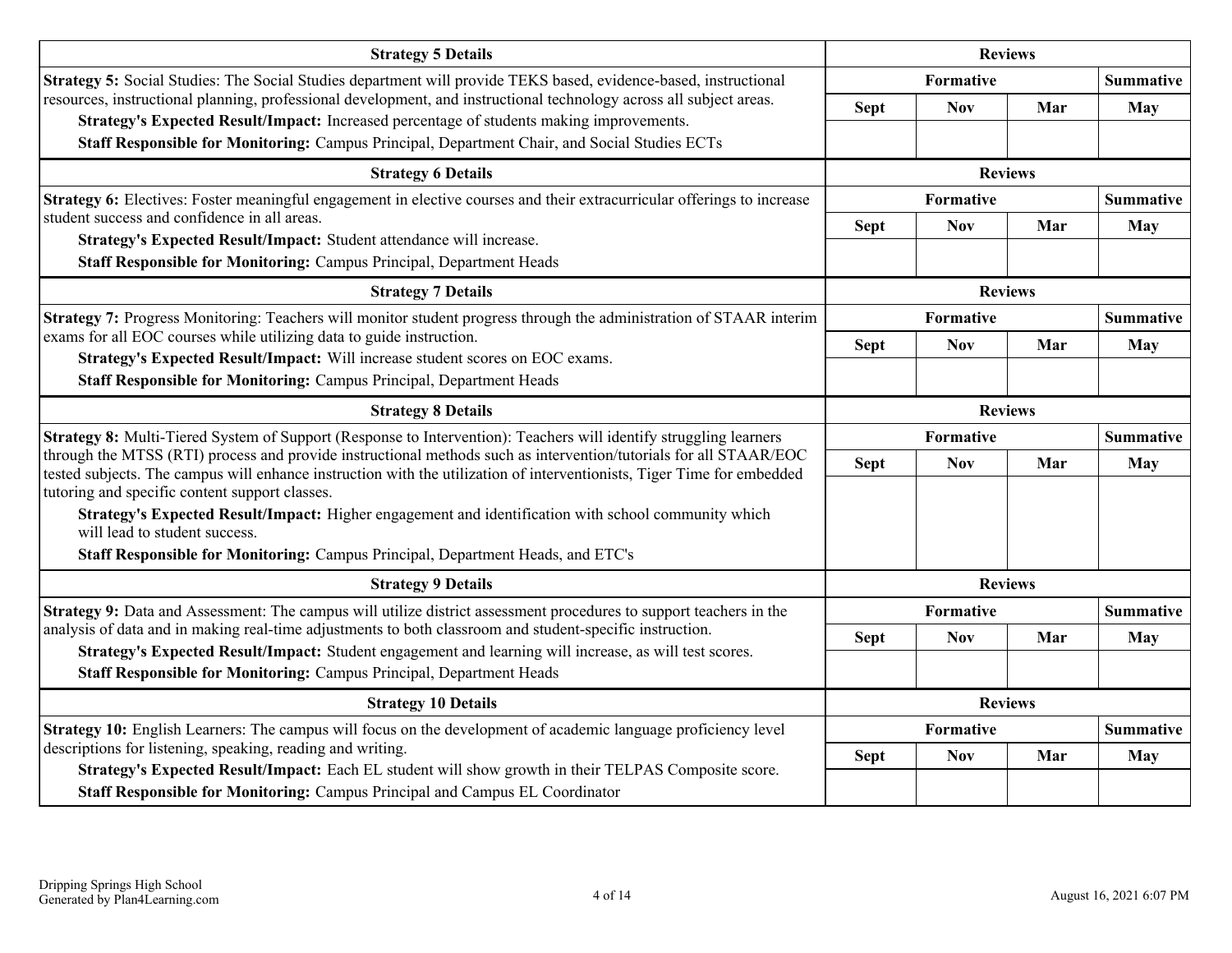| Strategy 5 Details | Reviews | | | |
|---|---|---|---|---|
| **Strategy 5:** Social Studies: The Social Studies department will provide TEKS based, evidence-based, instructional resources, instructional planning, professional development, and instructional technology across all subject areas. **Strategy's Expected Result/Impact:** Increased percentage of students making improvements. **Staff Responsible for Monitoring:** Campus Principal, Department Chair, and Social Studies ECTs | Formative | | | Summative |
| | Sept | Nov | Mar | May |
| | | | | |

| Strategy 6 Details | Reviews | | | |
|---|---|---|---|---|
| **Strategy 6:** Electives: Foster meaningful engagement in elective courses and their extracurricular offerings to increase student success and confidence in all areas. **Strategy's Expected Result/Impact:** Student attendance will increase. **Staff Responsible for Monitoring:** Campus Principal, Department Heads | Formative | | | Summative |
| | Sept | Nov | Mar | May |
| | | | | |

| Strategy 7 Details | Reviews | | | |
|---|---|---|---|---|
| **Strategy 7:** Progress Monitoring: Teachers will monitor student progress through the administration of STAAR interim exams for all EOC courses while utilizing data to guide instruction. **Strategy's Expected Result/Impact:** Will increase student scores on EOC exams. **Staff Responsible for Monitoring:** Campus Principal, Department Heads | Formative | | | Summative |
| | Sept | Nov | Mar | May |
| | | | | |

| Strategy 8 Details | Reviews | | | |
|---|---|---|---|---|
| **Strategy 8:** Multi-Tiered System of Support (Response to Intervention): Teachers will identify struggling learners through the MTSS (RTI) process and provide instructional methods such as intervention/tutorials for all STAAR/EOC tested subjects. The campus will enhance instruction with the utilization of interventionists, Tiger Time for embedded tutoring and specific content support classes. **Strategy's Expected Result/Impact:** Higher engagement and identification with school community which will lead to student success. **Staff Responsible for Monitoring:** Campus Principal, Department Heads, and ETC's | Formative | | | Summative |
| | Sept | Nov | Mar | May |
| | | | | |

| Strategy 9 Details | Reviews | | | |
|---|---|---|---|---|
| **Strategy 9:** Data and Assessment: The campus will utilize district assessment procedures to support teachers in the analysis of data and in making real-time adjustments to both classroom and student-specific instruction. **Strategy's Expected Result/Impact:** Student engagement and learning will increase, as will test scores. **Staff Responsible for Monitoring:** Campus Principal, Department Heads | Formative | | | Summative |
| | Sept | Nov | Mar | May |
| | | | | |

| Strategy 10 Details | Reviews | | | |
|---|---|---|---|---|
| **Strategy 10:** English Learners: The campus will focus on the development of academic language proficiency level descriptions for listening, speaking, reading and writing. **Strategy's Expected Result/Impact:** Each EL student will show growth in their TELPAS Composite score. **Staff Responsible for Monitoring:** Campus Principal and Campus EL Coordinator | Formative | | | Summative |
| | Sept | Nov | Mar | May |
| | | | | |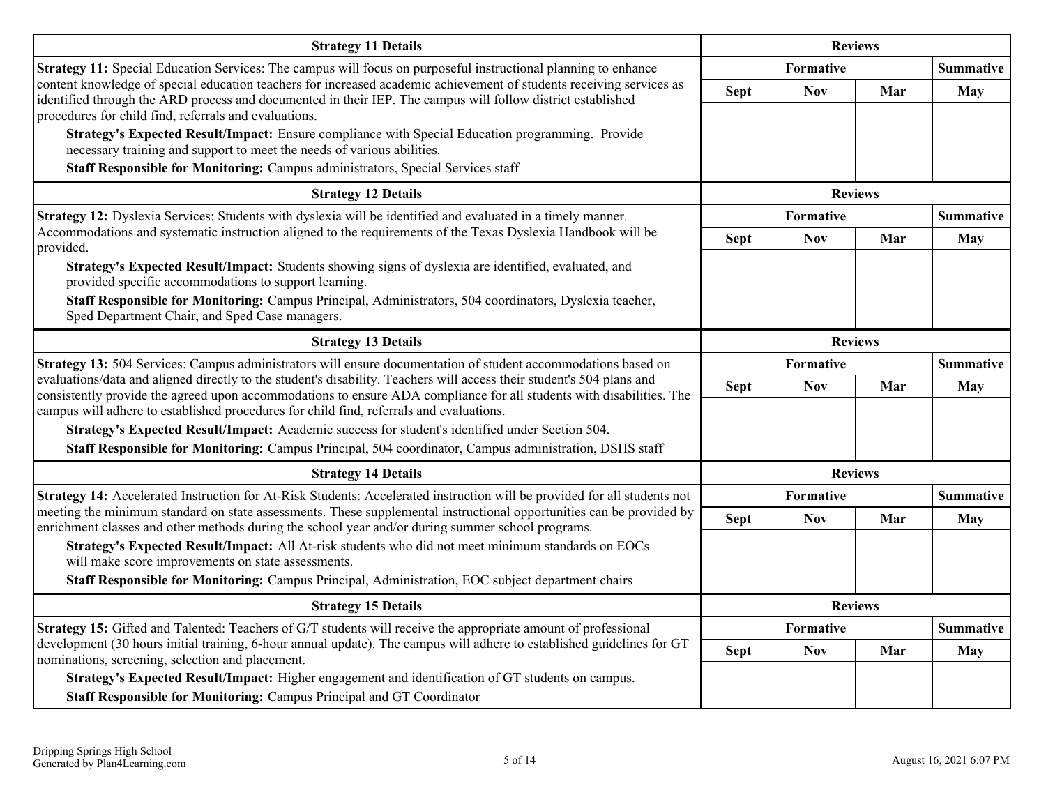| Strategy 11 Details | Reviews | | | |
|---|---|---|---|---|
| | Formative | | | Summative |
| **Strategy 11:** Special Education Services: The campus will focus on purposeful instructional planning to enhance content knowledge of special education teachers for increased academic achievement of students receiving services as identified through the ARD process and documented in their IEP. The campus will follow district established procedures for child find, referrals and evaluations.<br>**Strategy's Expected Result/Impact:** Ensure compliance with Special Education programming. Provide necessary training and support to meet the needs of various abilities.<br>**Staff Responsible for Monitoring:** Campus administrators, Special Services staff | Sept | Nov | Mar | May |
| | | | | |

| Strategy 12 Details | Reviews | | | |
|---|---|---|---|---|
| | Formative | | | Summative |
| **Strategy 12:** Dyslexia Services: Students with dyslexia will be identified and evaluated in a timely manner. Accommodations and systematic instruction aligned to the requirements of the Texas Dyslexia Handbook will be provided.<br>**Strategy's Expected Result/Impact:** Students showing signs of dyslexia are identified, evaluated, and provided specific accommodations to support learning.<br>**Staff Responsible for Monitoring:** Campus Principal, Administrators, 504 coordinators, Dyslexia teacher, Sped Department Chair, and Sped Case managers. | Sept | Nov | Mar | May |
| | | | | |

| Strategy 13 Details | Reviews | | | |
|---|---|---|---|---|
| | Formative | | | Summative |
| **Strategy 13:** 504 Services: Campus administrators will ensure documentation of student accommodations based on evaluations/data and aligned directly to the student's disability. Teachers will access their student's 504 plans and consistently provide the agreed upon accommodations to ensure ADA compliance for all students with disabilities. The campus will adhere to established procedures for child find, referrals and evaluations.<br>**Strategy's Expected Result/Impact:** Academic success for student's identified under Section 504.<br>**Staff Responsible for Monitoring:** Campus Principal, 504 coordinator, Campus administration, DSHS staff | Sept | Nov | Mar | May |
| | | | | |

| Strategy 14 Details | Reviews | | | |
|---|---|---|---|---|
| | Formative | | | Summative |
| **Strategy 14:** Accelerated Instruction for At-Risk Students: Accelerated instruction will be provided for all students not meeting the minimum standard on state assessments. These supplemental instructional opportunities can be provided by enrichment classes and other methods during the school year and/or during summer school programs.<br>**Strategy's Expected Result/Impact:** All At-risk students who did not meet minimum standards on EOCs will make score improvements on state assessments.<br>**Staff Responsible for Monitoring:** Campus Principal, Administration, EOC subject department chairs | Sept | Nov | Mar | May |
| | | | | |

| Strategy 15 Details | Reviews | | | |
|---|---|---|---|---|
| | Formative | | | Summative |
| **Strategy 15:** Gifted and Talented: Teachers of G/T students will receive the appropriate amount of professional development (30 hours initial training, 6-hour annual update). The campus will adhere to established guidelines for GT nominations, screening, selection and placement.<br>**Strategy's Expected Result/Impact:** Higher engagement and identification of GT students on campus.<br>**Staff Responsible for Monitoring:** Campus Principal and GT Coordinator | Sept | Nov | Mar | May |
| | | | | |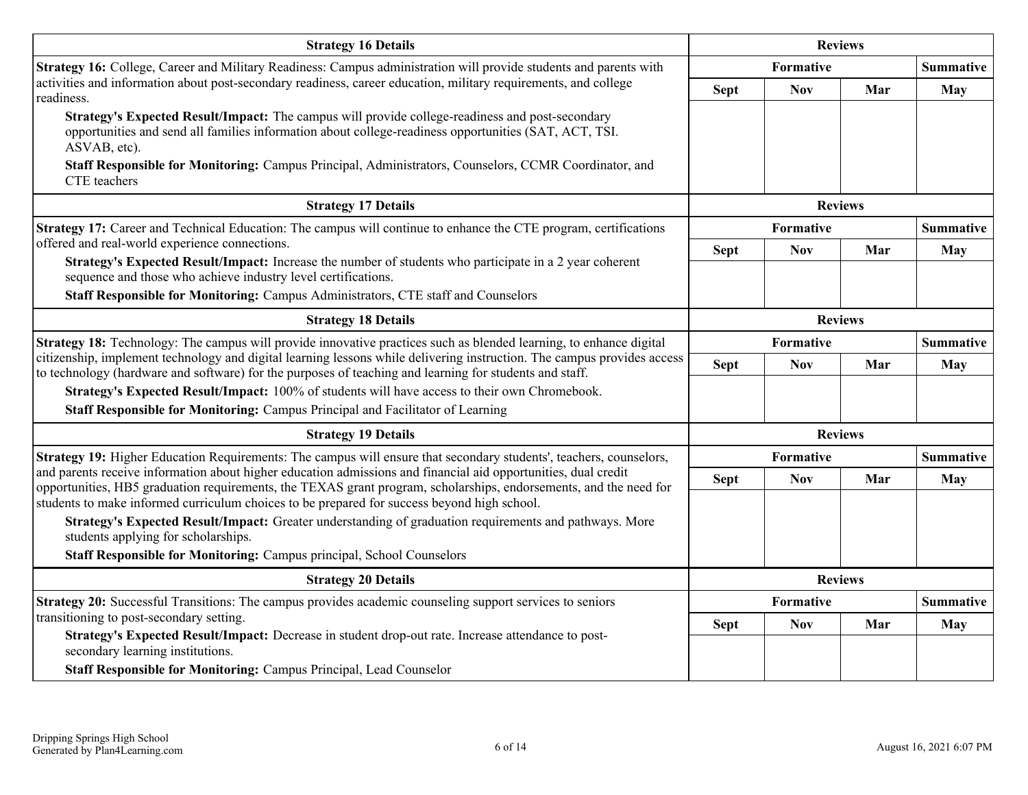| Strategy 16 Details | Reviews | | | |
|---|---|---|---|---|
| | Formative | | | Summative |
| **Strategy 16:** College, Career and Military Readiness: Campus administration will provide students and parents with activities and information about post-secondary readiness, career education, military requirements, and college readiness.<br>**Strategy's Expected Result/Impact:** The campus will provide college-readiness and post-secondary opportunities and send all families information about college-readiness opportunities (SAT, ACT, TSI. ASVAB, etc).<br>**Staff Responsible for Monitoring:** Campus Principal, Administrators, Counselors, CCMR Coordinator, and CTE teachers | Sept | Nov | Mar | May |

| Strategy 17 Details | Reviews | | | |
|---|---|---|---|---|
| | Formative | | | Summative |
| **Strategy 17:** Career and Technical Education: The campus will continue to enhance the CTE program, certifications offered and real-world experience connections.<br>**Strategy's Expected Result/Impact:** Increase the number of students who participate in a 2 year coherent sequence and those who achieve industry level certifications.<br>**Staff Responsible for Monitoring:** Campus Administrators, CTE staff and Counselors | Sept | Nov | Mar | May |

| Strategy 18 Details | Reviews | | | |
|---|---|---|---|---|
| | Formative | | | Summative |
| **Strategy 18:** Technology: The campus will provide innovative practices such as blended learning, to enhance digital citizenship, implement technology and digital learning lessons while delivering instruction. The campus provides access to technology (hardware and software) for the purposes of teaching and learning for students and staff.<br>**Strategy's Expected Result/Impact:** 100% of students will have access to their own Chromebook.<br>**Staff Responsible for Monitoring:** Campus Principal and Facilitator of Learning | Sept | Nov | Mar | May |

| Strategy 19 Details | Reviews | | | |
|---|---|---|---|---|
| | Formative | | | Summative |
| **Strategy 19:** Higher Education Requirements: The campus will ensure that secondary students', teachers, counselors, and parents receive information about higher education admissions and financial aid opportunities, dual credit opportunities, HB5 graduation requirements, the TEXAS grant program, scholarships, endorsements, and the need for students to make informed curriculum choices to be prepared for success beyond high school.<br>**Strategy's Expected Result/Impact:** Greater understanding of graduation requirements and pathways. More students applying for scholarships.<br>**Staff Responsible for Monitoring:** Campus principal, School Counselors | Sept | Nov | Mar | May |

| Strategy 20 Details | Reviews | | | |
|---|---|---|---|---|
| | Formative | | | Summative |
| **Strategy 20:** Successful Transitions: The campus provides academic counseling support services to seniors transitioning to post-secondary setting.<br>**Strategy's Expected Result/Impact:** Decrease in student drop-out rate. Increase attendance to post-secondary learning institutions.<br>**Staff Responsible for Monitoring:** Campus Principal, Lead Counselor | Sept | Nov | Mar | May |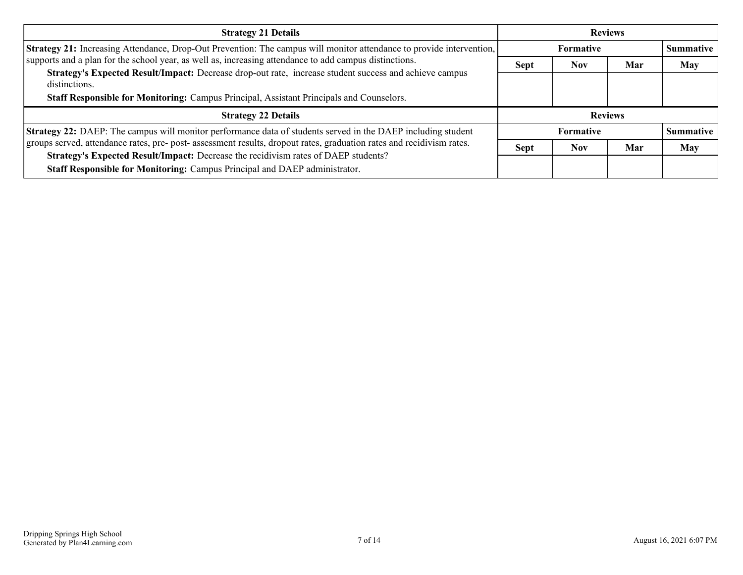| Strategy 21 Details | Reviews | | | |
|---|---|---|---|---|
| | Formative | | | Summative |
| **Strategy 21:** Increasing Attendance, Drop-Out Prevention: The campus will monitor attendance to provide intervention, supports and a plan for the school year, as well as, increasing attendance to add campus distinctions.<br>**Strategy's Expected Result/Impact:** Decrease drop-out rate, increase student success and achieve campus distinctions.<br>**Staff Responsible for Monitoring:** Campus Principal, Assistant Principals and Counselors. | Sept | Nov | Mar | May |
| | | | | |

| Strategy 22 Details | Reviews | | | |
|---|---|---|---|---|
| | Formative | | | Summative |
| **Strategy 22:** DAEP: The campus will monitor performance data of students served in the DAEP including student groups served, attendance rates, pre- post- assessment results, dropout rates, graduation rates and recidivism rates.<br>**Strategy's Expected Result/Impact:** Decrease the recidivism rates of DAEP students?<br>**Staff Responsible for Monitoring:** Campus Principal and DAEP administrator. | Sept | Nov | Mar | May |
| | | | | |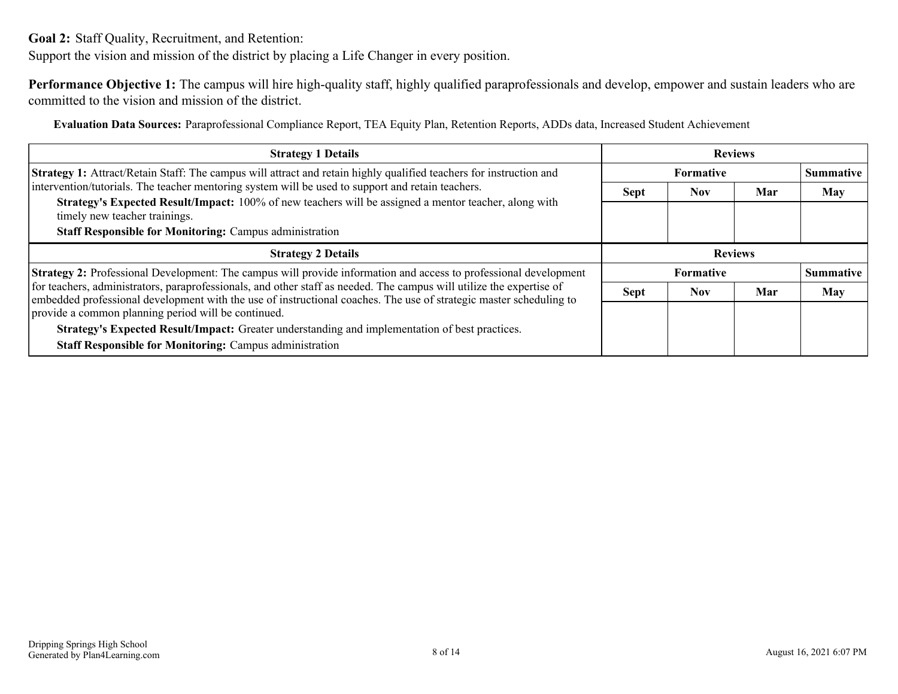**Goal 2:** Staff Quality, Recruitment, and Retention:
Support the vision and mission of the district by placing a Life Changer in every position.

**Performance Objective 1:** The campus will hire high-quality staff, highly qualified paraprofessionals and develop, empower and sustain leaders who are committed to the vision and mission of the district.

**Evaluation Data Sources:** Paraprofessional Compliance Report, TEA Equity Plan, Retention Reports, ADDs data, Increased Student Achievement

| Strategy 1 Details | Reviews | | | |
|---|---|---|---|---|
| | Formative | | | Summative |
| | Sept | Nov | Mar | May |
| **Strategy 1:** Attract/Retain Staff: The campus will attract and retain highly qualified teachers for instruction and intervention/tutorials. The teacher mentoring system will be used to support and retain teachers. **Strategy's Expected Result/Impact:** 100% of new teachers will be assigned a mentor teacher, along with timely new teacher trainings. **Staff Responsible for Monitoring:** Campus administration | | | | |

| Strategy 2 Details | Reviews | | | |
|---|---|---|---|---|
| | Formative | | | Summative |
| | Sept | Nov | Mar | May |
| **Strategy 2:** Professional Development: The campus will provide information and access to professional development for teachers, administrators, paraprofessionals, and other staff as needed. The campus will utilize the expertise of embedded professional development with the use of instructional coaches. The use of strategic master scheduling to provide a common planning period will be continued. **Strategy's Expected Result/Impact:** Greater understanding and implementation of best practices. **Staff Responsible for Monitoring:** Campus administration | | | | |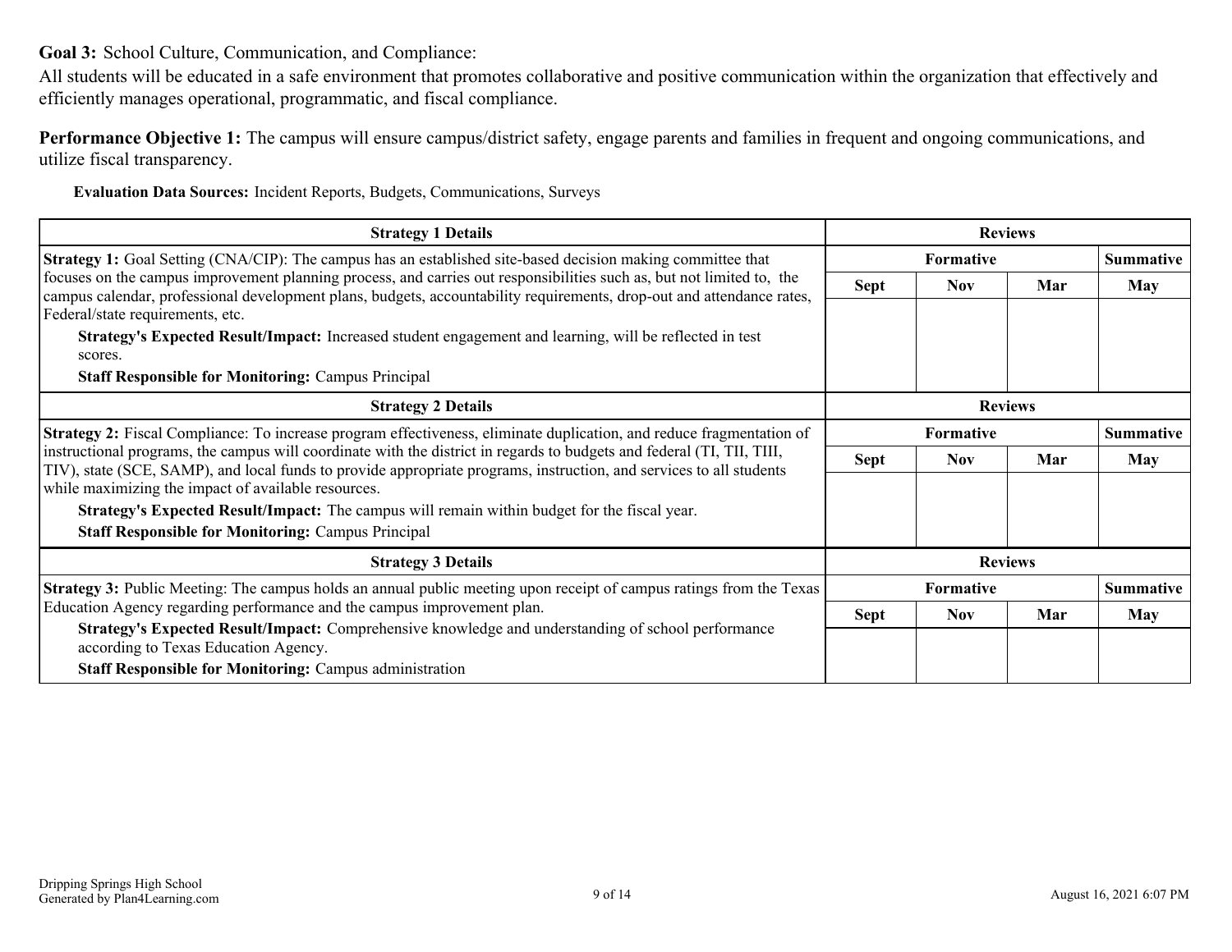**Goal 3:** School Culture, Communication, and Compliance:

All students will be educated in a safe environment that promotes collaborative and positive communication within the organization that effectively and efficiently manages operational, programmatic, and fiscal compliance.

**Performance Objective 1:** The campus will ensure campus/district safety, engage parents and families in frequent and ongoing communications, and utilize fiscal transparency.

**Evaluation Data Sources:** Incident Reports, Budgets, Communications, Surveys

| Strategy 1 Details | Reviews | | | |
|---|---|---|---|---|
| | Formative | | | Summative |
| | Sept | Nov | Mar | May |
| **Strategy 1:** Goal Setting (CNA/CIP): The campus has an established site-based decision making committee that focuses on the campus improvement planning process, and carries out responsibilities such as, but not limited to, the campus calendar, professional development plans, budgets, accountability requirements, drop-out and attendance rates, Federal/state requirements, etc.<br>**Strategy's Expected Result/Impact:** Increased student engagement and learning, will be reflected in test scores.<br>**Staff Responsible for Monitoring:** Campus Principal | | | | |

| Strategy 2 Details | Reviews | | | |
|---|---|---|---|---|
| | Formative | | | Summative |
| | Sept | Nov | Mar | May |
| **Strategy 2:** Fiscal Compliance: To increase program effectiveness, eliminate duplication, and reduce fragmentation of instructional programs, the campus will coordinate with the district in regards to budgets and federal (TI, TII, TIII, TIV), state (SCE, SAMP), and local funds to provide appropriate programs, instruction, and services to all students while maximizing the impact of available resources.<br>**Strategy's Expected Result/Impact:** The campus will remain within budget for the fiscal year.<br>**Staff Responsible for Monitoring:** Campus Principal | | | | |

| Strategy 3 Details | Reviews | | | |
|---|---|---|---|---|
| | Formative | | | Summative |
| | Sept | Nov | Mar | May |
| **Strategy 3:** Public Meeting: The campus holds an annual public meeting upon receipt of campus ratings from the Texas Education Agency regarding performance and the campus improvement plan.<br>**Strategy's Expected Result/Impact:** Comprehensive knowledge and understanding of school performance according to Texas Education Agency.<br>**Staff Responsible for Monitoring:** Campus administration | | | | |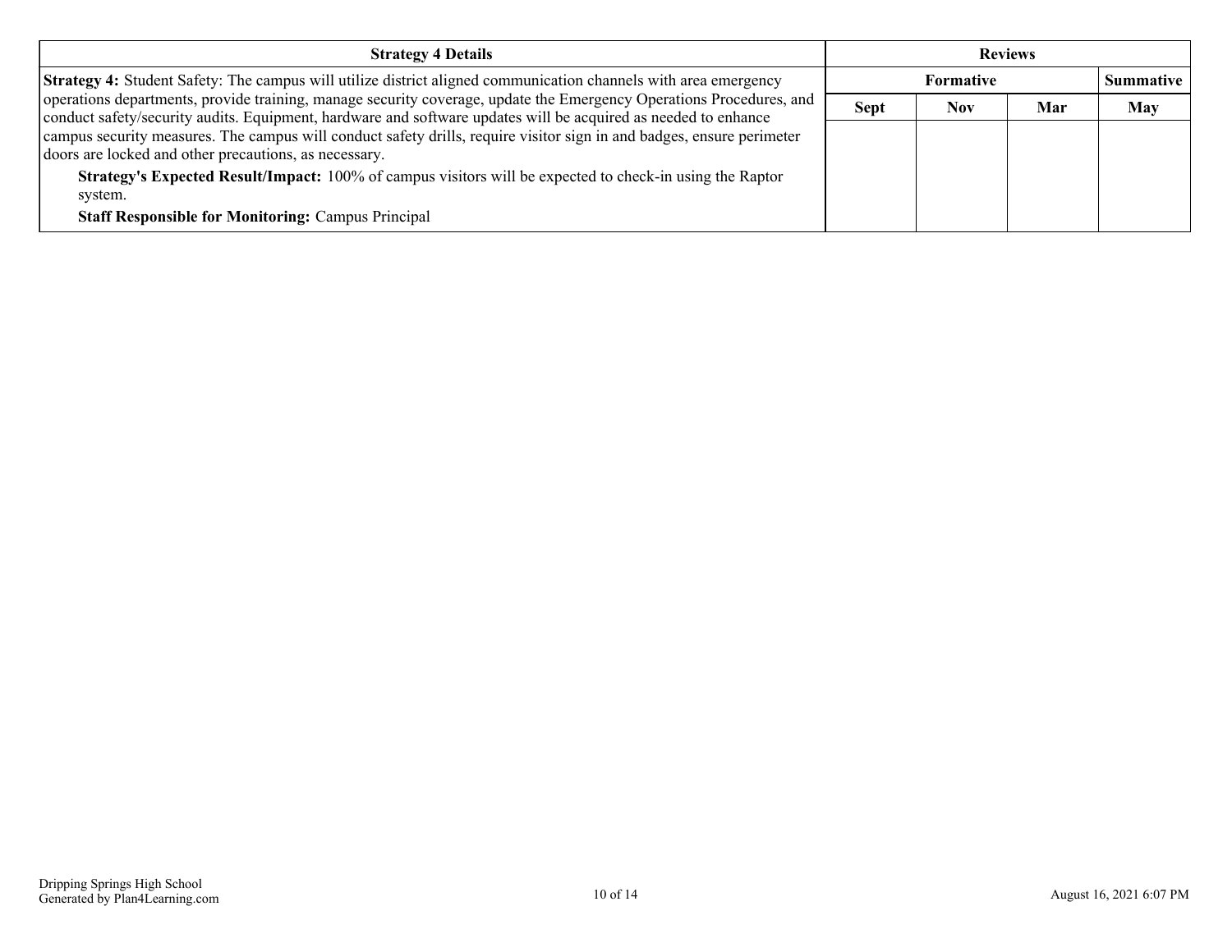| Strategy 4 Details | Reviews | | | |
|---|---|---|---|---|
| | Formative | | | Summative |
| | Sept | Nov | Mar | May |
| **Strategy 4:** Student Safety: The campus will utilize district aligned communication channels with area emergency operations departments, provide training, manage security coverage, update the Emergency Operations Procedures, and conduct safety/security audits. Equipment, hardware and software updates will be acquired as needed to enhance campus security measures. The campus will conduct safety drills, require visitor sign in and badges, ensure perimeter doors are locked and other precautions, as necessary.<br>**Strategy's Expected Result/Impact:** 100% of campus visitors will be expected to check-in using the Raptor system.<br>**Staff Responsible for Monitoring:** Campus Principal | | | | |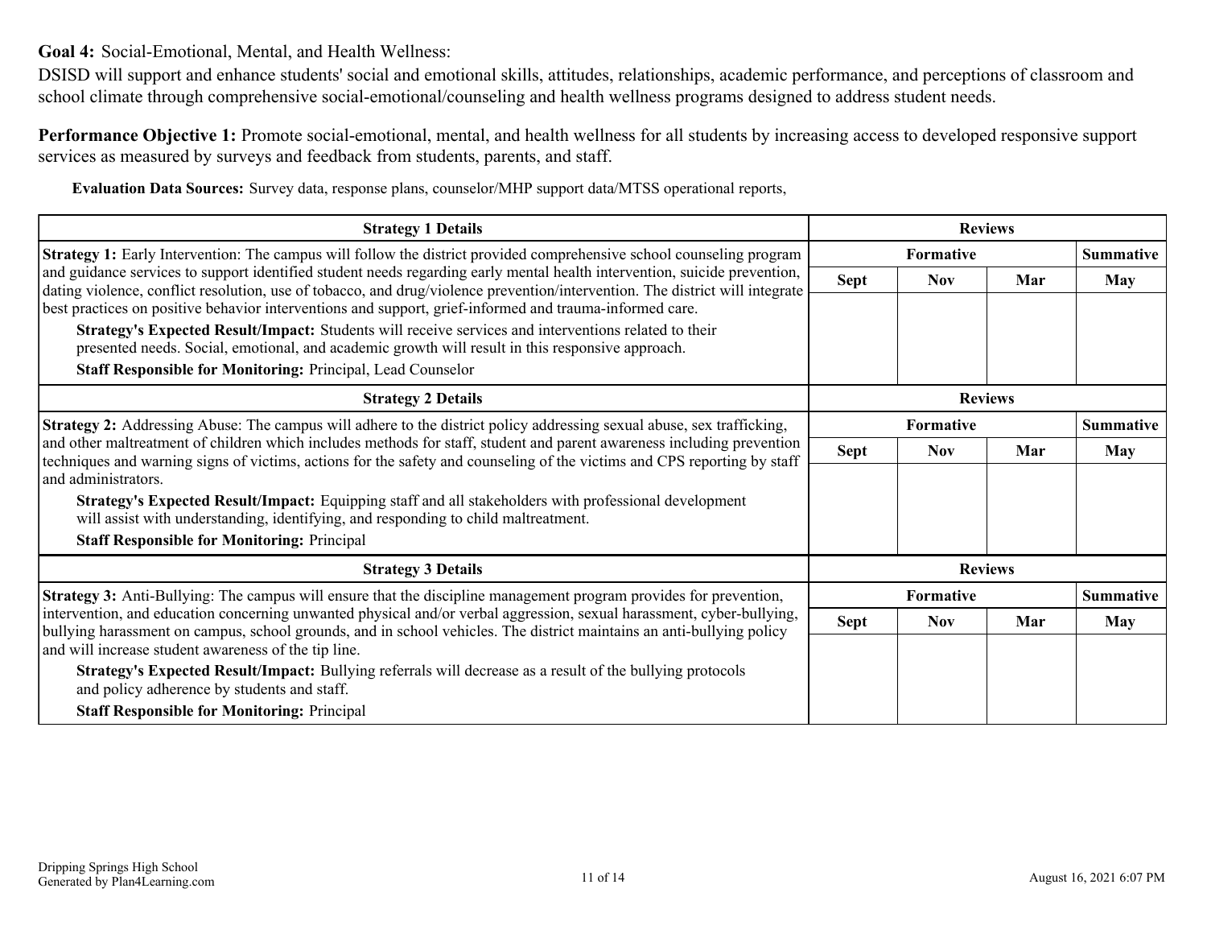**Goal 4:** Social-Emotional, Mental, and Health Wellness:

DSISD will support and enhance students' social and emotional skills, attitudes, relationships, academic performance, and perceptions of classroom and school climate through comprehensive social-emotional/counseling and health wellness programs designed to address student needs.

**Performance Objective 1:** Promote social-emotional, mental, and health wellness for all students by increasing access to developed responsive support services as measured by surveys and feedback from students, parents, and staff.

**Evaluation Data Sources:** Survey data, response plans, counselor/MHP support data/MTSS operational reports,

| Strategy 1 Details | Reviews | | | |
|---|---|---|---|---|
| | Formative | | | Summative |
| | Sept | Nov | Mar | May |
| **Strategy 1:** Early Intervention: The campus will follow the district provided comprehensive school counseling program and guidance services to support identified student needs regarding early mental health intervention, suicide prevention, dating violence, conflict resolution, use of tobacco, and drug/violence prevention/intervention. The district will integrate best practices on positive behavior interventions and support, grief-informed and trauma-informed care.<br>**Strategy's Expected Result/Impact:** Students will receive services and interventions related to their presented needs. Social, emotional, and academic growth will result in this responsive approach.<br>**Staff Responsible for Monitoring:** Principal, Lead Counselor | | | | |

| Strategy 2 Details | Reviews | | | |
|---|---|---|---|---|
| | Formative | | | Summative |
| | Sept | Nov | Mar | May |
| **Strategy 2:** Addressing Abuse: The campus will adhere to the district policy addressing sexual abuse, sex trafficking, and other maltreatment of children which includes methods for staff, student and parent awareness including prevention techniques and warning signs of victims, actions for the safety and counseling of the victims and CPS reporting by staff and administrators.<br>**Strategy's Expected Result/Impact:** Equipping staff and all stakeholders with professional development will assist with understanding, identifying, and responding to child maltreatment.<br>**Staff Responsible for Monitoring:** Principal | | | | |

| Strategy 3 Details | Reviews | | | |
|---|---|---|---|---|
| | Formative | | | Summative |
| | Sept | Nov | Mar | May |
| **Strategy 3:** Anti-Bullying: The campus will ensure that the discipline management program provides for prevention, intervention, and education concerning unwanted physical and/or verbal aggression, sexual harassment, cyber-bullying, bullying harassment on campus, school grounds, and in school vehicles. The district maintains an anti-bullying policy and will increase student awareness of the tip line.<br>**Strategy's Expected Result/Impact:** Bullying referrals will decrease as a result of the bullying protocols and policy adherence by students and staff.<br>**Staff Responsible for Monitoring:** Principal | | | | |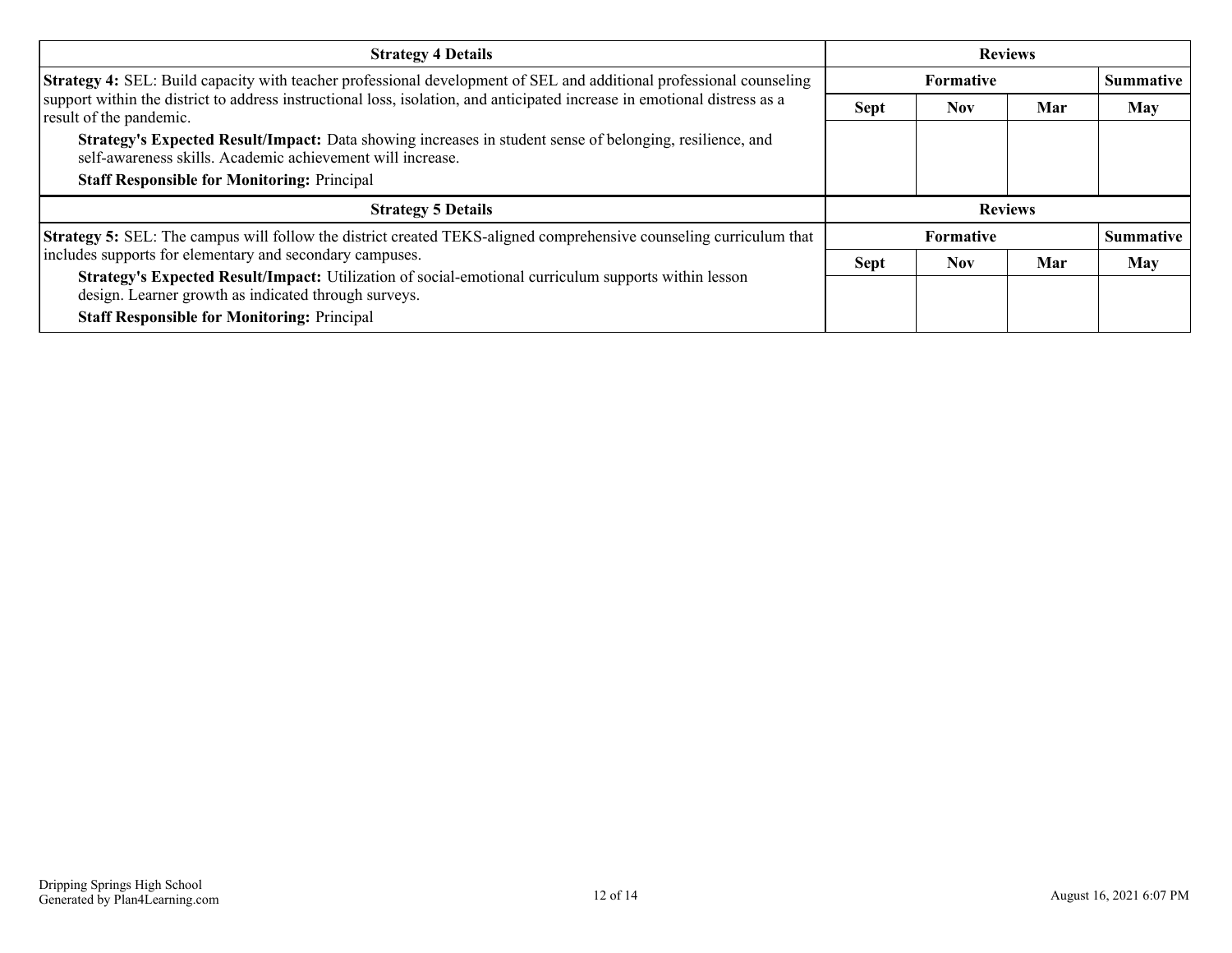| Strategy 4 Details | Reviews | | | |
|---|---|---|---|---|
| | Formative | | | Summative |
| **Strategy 4:** SEL: Build capacity with teacher professional development of SEL and additional professional counseling support within the district to address instructional loss, isolation, and anticipated increase in emotional distress as a result of the pandemic.<br>**Strategy's Expected Result/Impact:** Data showing increases in student sense of belonging, resilience, and self-awareness skills. Academic achievement will increase.<br>**Staff Responsible for Monitoring:** Principal | Sept | Nov | Mar | May |
| | | | | |

| Strategy 5 Details | Reviews | | | |
|---|---|---|---|---|
| | Formative | | | Summative |
| **Strategy 5:** SEL: The campus will follow the district created TEKS-aligned comprehensive counseling curriculum that includes supports for elementary and secondary campuses.<br>**Strategy's Expected Result/Impact:** Utilization of social-emotional curriculum supports within lesson design. Learner growth as indicated through surveys.<br>**Staff Responsible for Monitoring:** Principal | Sept | Nov | Mar | May |
| | | | | |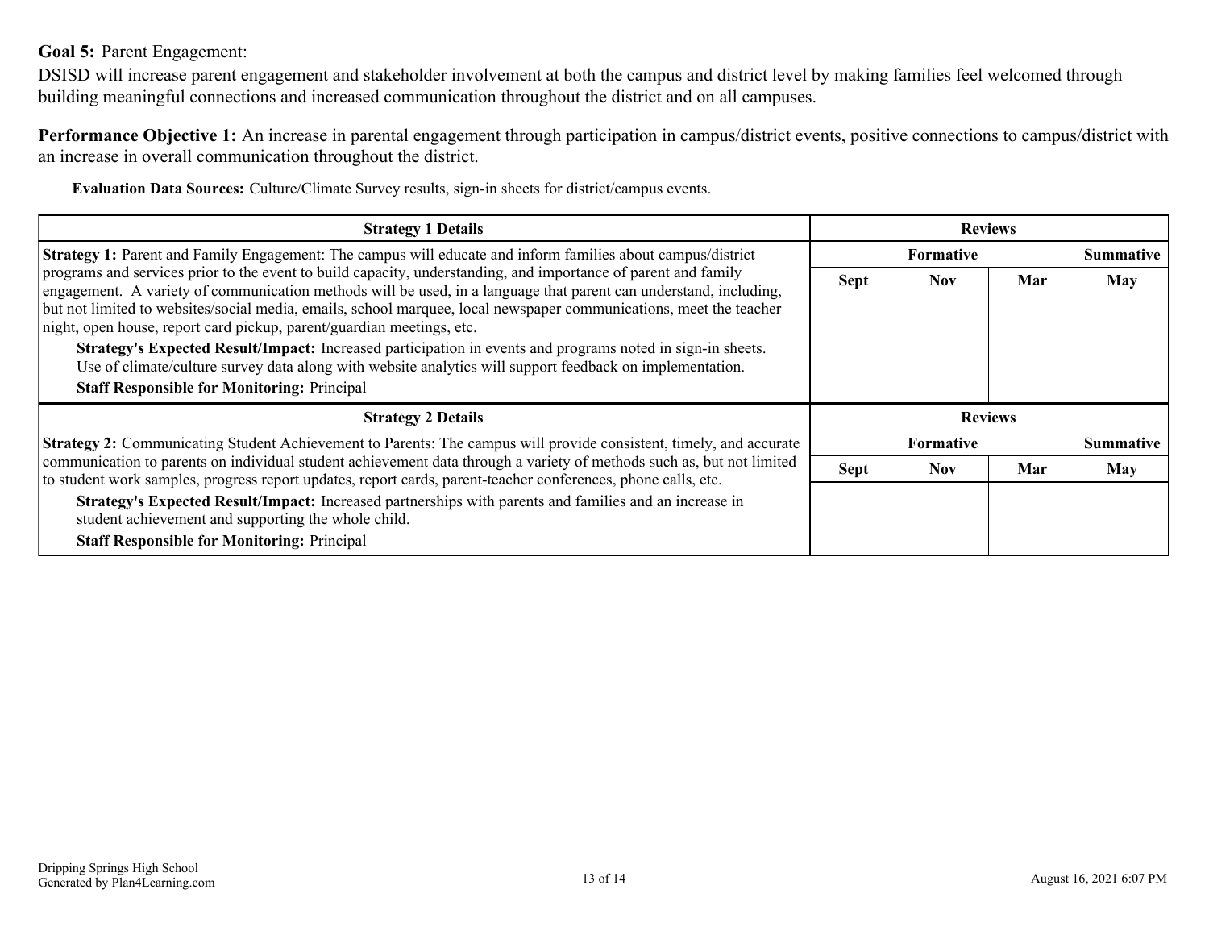**Goal 5:** Parent Engagement:

DSISD will increase parent engagement and stakeholder involvement at both the campus and district level by making families feel welcomed through building meaningful connections and increased communication throughout the district and on all campuses.

**Performance Objective 1:** An increase in parental engagement through participation in campus/district events, positive connections to campus/district with an increase in overall communication throughout the district.

**Evaluation Data Sources:** Culture/Climate Survey results, sign-in sheets for district/campus events.

| Strategy 1 Details | Reviews | | | |
|---|---|---|---|---|
| | Formative | | | Summative |
| | Sept | Nov | Mar | May |
| **Strategy 1:** Parent and Family Engagement: The campus will educate and inform families about campus/district programs and services prior to the event to build capacity, understanding, and importance of parent and family engagement. A variety of communication methods will be used, in a language that parent can understand, including, but not limited to websites/social media, emails, school marquee, local newspaper communications, meet the teacher night, open house, report card pickup, parent/guardian meetings, etc.<br>**Strategy's Expected Result/Impact:** Increased participation in events and programs noted in sign-in sheets. Use of climate/culture survey data along with website analytics will support feedback on implementation.<br>**Staff Responsible for Monitoring:** Principal | | | | |

| Strategy 2 Details | Reviews | | | |
|---|---|---|---|---|
| | Formative | | | Summative |
| | Sept | Nov | Mar | May |
| **Strategy 2:** Communicating Student Achievement to Parents: The campus will provide consistent, timely, and accurate communication to parents on individual student achievement data through a variety of methods such as, but not limited to student work samples, progress report updates, report cards, parent-teacher conferences, phone calls, etc.<br>**Strategy's Expected Result/Impact:** Increased partnerships with parents and families and an increase in student achievement and supporting the whole child.<br>**Staff Responsible for Monitoring:** Principal | | | | |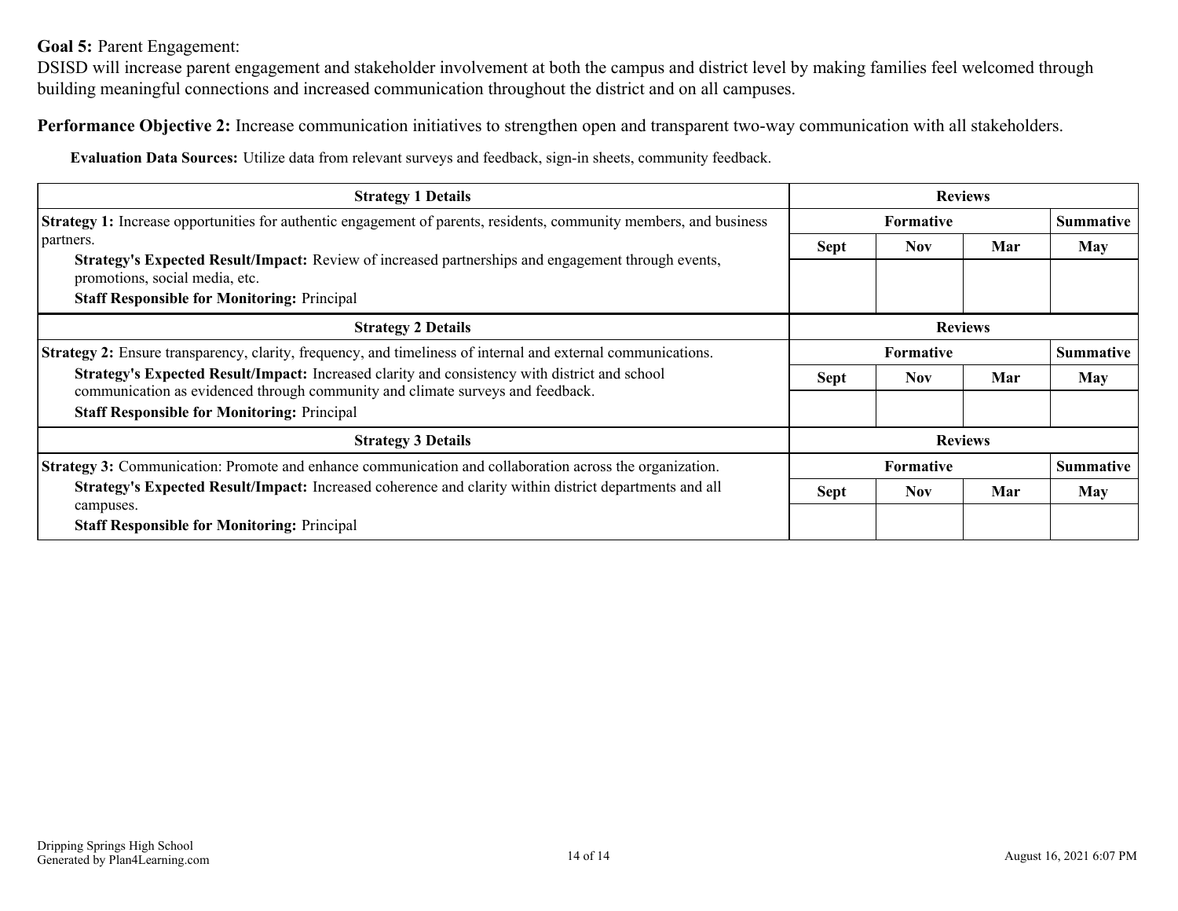**Goal 5:** Parent Engagement:
DSISD will increase parent engagement and stakeholder involvement at both the campus and district level by making families feel welcomed through building meaningful connections and increased communication throughout the district and on all campuses.

**Performance Objective 2:** Increase communication initiatives to strengthen open and transparent two-way communication with all stakeholders.

**Evaluation Data Sources:** Utilize data from relevant surveys and feedback, sign-in sheets, community feedback.

| Strategy 1 Details | Reviews | | | |
|---|---|---|---|---|
| | Formative | | | Summative |
| | Sept | Nov | Mar | May |
| **Strategy 1:** Increase opportunities for authentic engagement of parents, residents, community members, and business partners.<br>**Strategy's Expected Result/Impact:** Review of increased partnerships and engagement through events, promotions, social media, etc.<br>**Staff Responsible for Monitoring:** Principal | | | | |

| Strategy 2 Details | Reviews | | | |
|---|---|---|---|---|
| | Formative | | | Summative |
| | Sept | Nov | Mar | May |
| **Strategy 2:** Ensure transparency, clarity, frequency, and timeliness of internal and external communications.<br>**Strategy's Expected Result/Impact:** Increased clarity and consistency with district and school communication as evidenced through community and climate surveys and feedback.<br>**Staff Responsible for Monitoring:** Principal | | | | |

| Strategy 3 Details | Reviews | | | |
|---|---|---|---|---|
| | Formative | | | Summative |
| | Sept | Nov | Mar | May |
| **Strategy 3:** Communication: Promote and enhance communication and collaboration across the organization.<br>**Strategy's Expected Result/Impact:** Increased coherence and clarity within district departments and all campuses.<br>**Staff Responsible for Monitoring:** Principal | | | | |